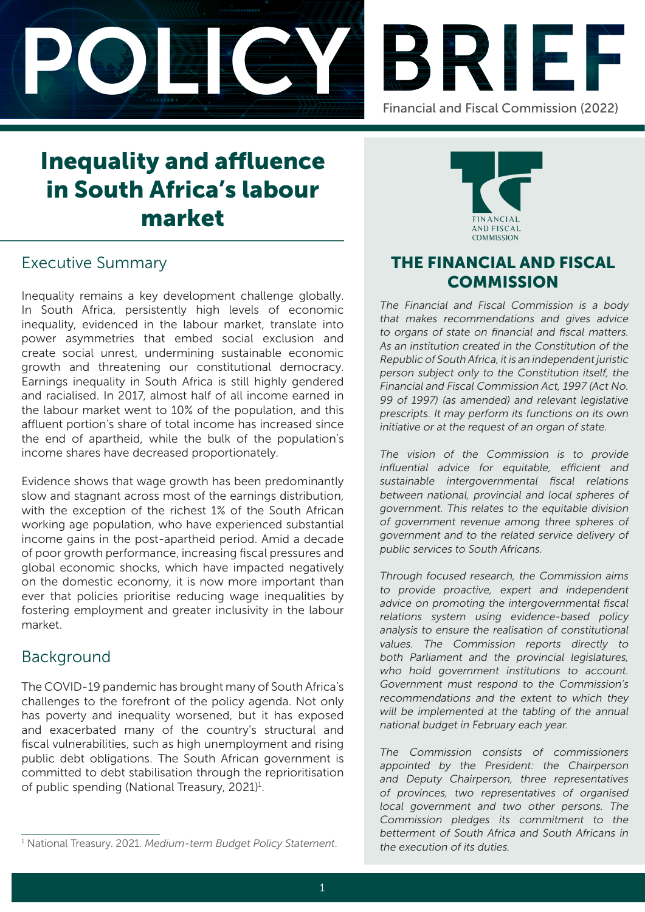# POLICY BRIEF

Financial and Fiscal Commission (2022)

# Inequality and affluence in South Africa's labour market

## Executive Summary

Inequality remains a key development challenge globally. In South Africa, persistently high levels of economic inequality, evidenced in the labour market, translate into power asymmetries that embed social exclusion and create social unrest, undermining sustainable economic growth and threatening our constitutional democracy. Earnings inequality in South Africa is still highly gendered and racialised. In 2017, almost half of all income earned in the labour market went to 10% of the population, and this affluent portion's share of total income has increased since the end of apartheid, while the bulk of the population's income shares have decreased proportionately.

Evidence shows that wage growth has been predominantly slow and stagnant across most of the earnings distribution, with the exception of the richest 1% of the South African working age population, who have experienced substantial income gains in the post-apartheid period. Amid a decade of poor growth performance, increasing fiscal pressures and global economic shocks, which have impacted negatively on the domestic economy, it is now more important than ever that policies prioritise reducing wage inequalities by fostering employment and greater inclusivity in the labour market.

## Background

The COVID-19 pandemic has brought many of South Africa's challenges to the forefront of the policy agenda. Not only has poverty and inequality worsened, but it has exposed and exacerbated many of the country's structural and fiscal vulnerabilities, such as high unemployment and rising public debt obligations. The South African government is committed to debt stabilisation through the reprioritisation of public spending (National Treasury, 2021)[1].

[1] National Treasury. 2021. *Medium-term Budget Policy Statement*.

## THE FINANCIAL AND FISCAL COMMISSION

*The Financial and Fiscal Commission is a body that makes recommendations and gives advice to organs of state on financial and fiscal matters. As an institution created in the Constitution of the Republic of South Africa, it is an independent juristic person subject only to the Constitution itself, the Financial and Fiscal Commission Act, 1997 (Act No. 99 of 1997) (as amended) and relevant legislative prescripts. It may perform its functions on its own initiative or at the request of an organ of state.*

*The vision of the Commission is to provide influential advice for equitable, efficient and sustainable intergovernmental fiscal relations between national, provincial and local spheres of government. This relates to the equitable division of government revenue among three spheres of government and to the related service delivery of public services to South Africans.*

*Through focused research, the Commission aims to provide proactive, expert and independent advice on promoting the intergovernmental fiscal relations system using evidence-based policy analysis to ensure the realisation of constitutional values. The Commission reports directly to both Parliament and the provincial legislatures, who hold government institutions to account. Government must respond to the Commission's recommendations and the extent to which they will be implemented at the tabling of the annual national budget in February each year.*

*The Commission consists of commissioners appointed by the President: the Chairperson and Deputy Chairperson, three representatives of provinces, two representatives of organised local government and two other persons. The Commission pledges its commitment to the betterment of South Africa and South Africans in the execution of its duties.*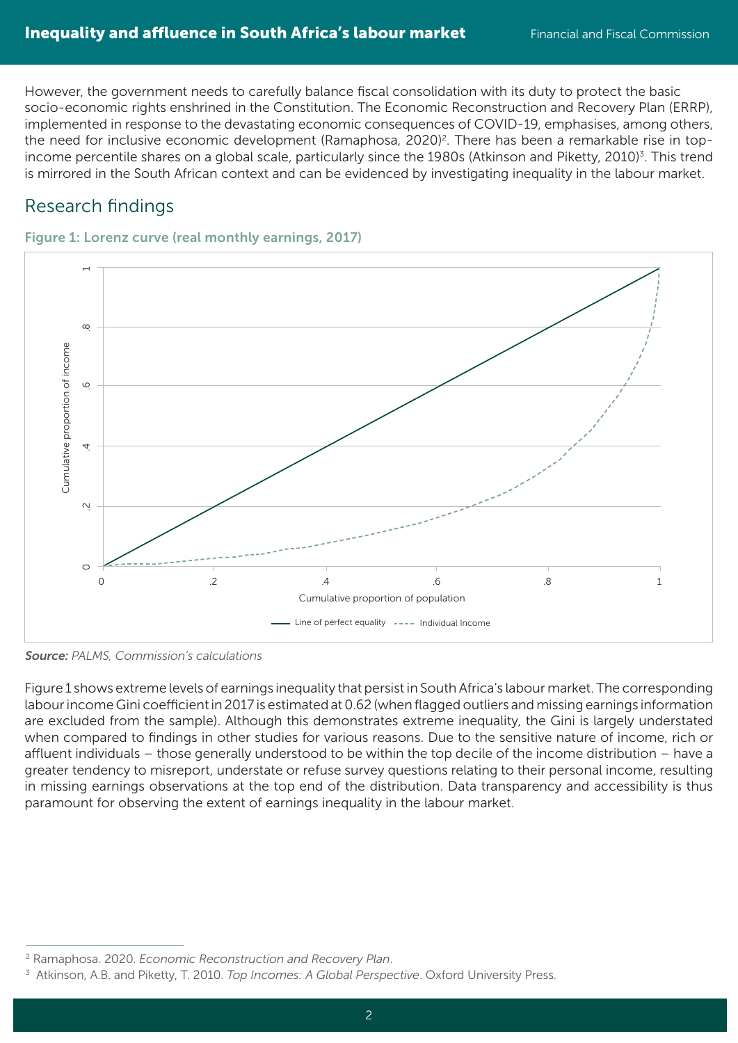However, the government needs to carefully balance fiscal consolidation with its duty to protect the basic socio-economic rights enshrined in the Constitution. The Economic Reconstruction and Recovery Plan (ERRP), implemented in response to the devastating economic consequences of COVID-19, emphasises, among others, the need for inclusive economic development (Ramaphosa, 2020)[2]. There has been a remarkable rise in top-income percentile shares on a global scale, particularly since the 1980s (Atkinson and Piketty, 2010)[3]. This trend is mirrored in the South African context and can be evidenced by investigating inequality in the labour market.

## Research findings

**Figure 1: Lorenz curve (real monthly earnings, 2017)**

*Source:* *PALMS, Commission's calculations*

Figure 1 shows extreme levels of earnings inequality that persist in South Africa's labour market. The corresponding labour income Gini coefficient in 2017 is estimated at 0.62 (when flagged outliers and missing earnings information are excluded from the sample). Although this demonstrates extreme inequality, the Gini is largely understated when compared to findings in other studies for various reasons. Due to the sensitive nature of income, rich or affluent individuals – those generally understood to be within the top decile of the income distribution – have a greater tendency to misreport, understate or refuse survey questions relating to their personal income, resulting in missing earnings observations at the top end of the distribution. Data transparency and accessibility is thus paramount for observing the extent of earnings inequality in the labour market.

---

[2] Ramaphosa. 2020. *Economic Reconstruction and Recovery Plan*.

[3] Atkinson, A.B. and Piketty, T. 2010. *Top Incomes: A Global Perspective*. Oxford University Press.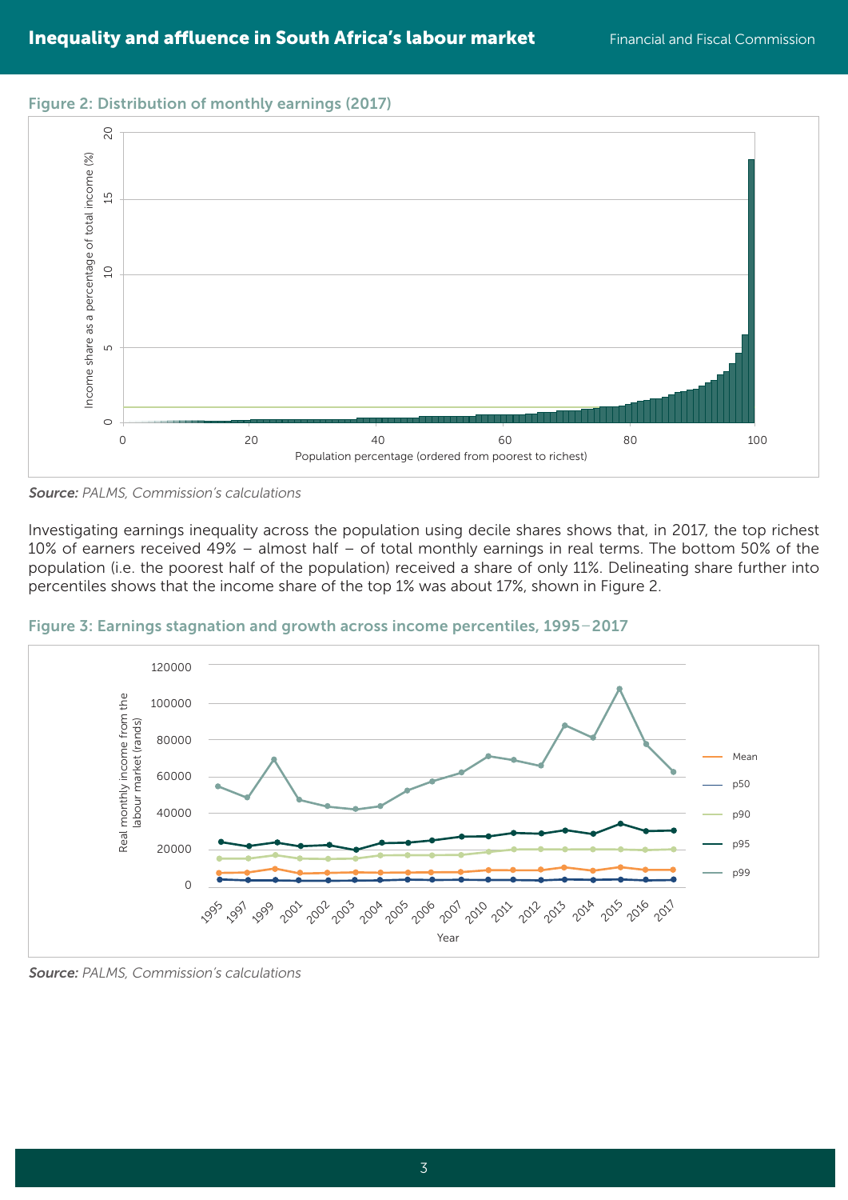Figure 2: Distribution of monthly earnings (2017)

*Source:* *PALMS, Commission's calculations*

Investigating earnings inequality across the population using decile shares shows that, in 2017, the top richest 10% of earners received 49% – almost half – of total monthly earnings in real terms. The bottom 50% of the population (i.e. the poorest half of the population) received a share of only 11%. Delineating share further into percentiles shows that the income share of the top 1% was about 17%, shown in Figure 2.

Figure 3: Earnings stagnation and growth across income percentiles, 1995–2017

*Source:* *PALMS, Commission's calculations*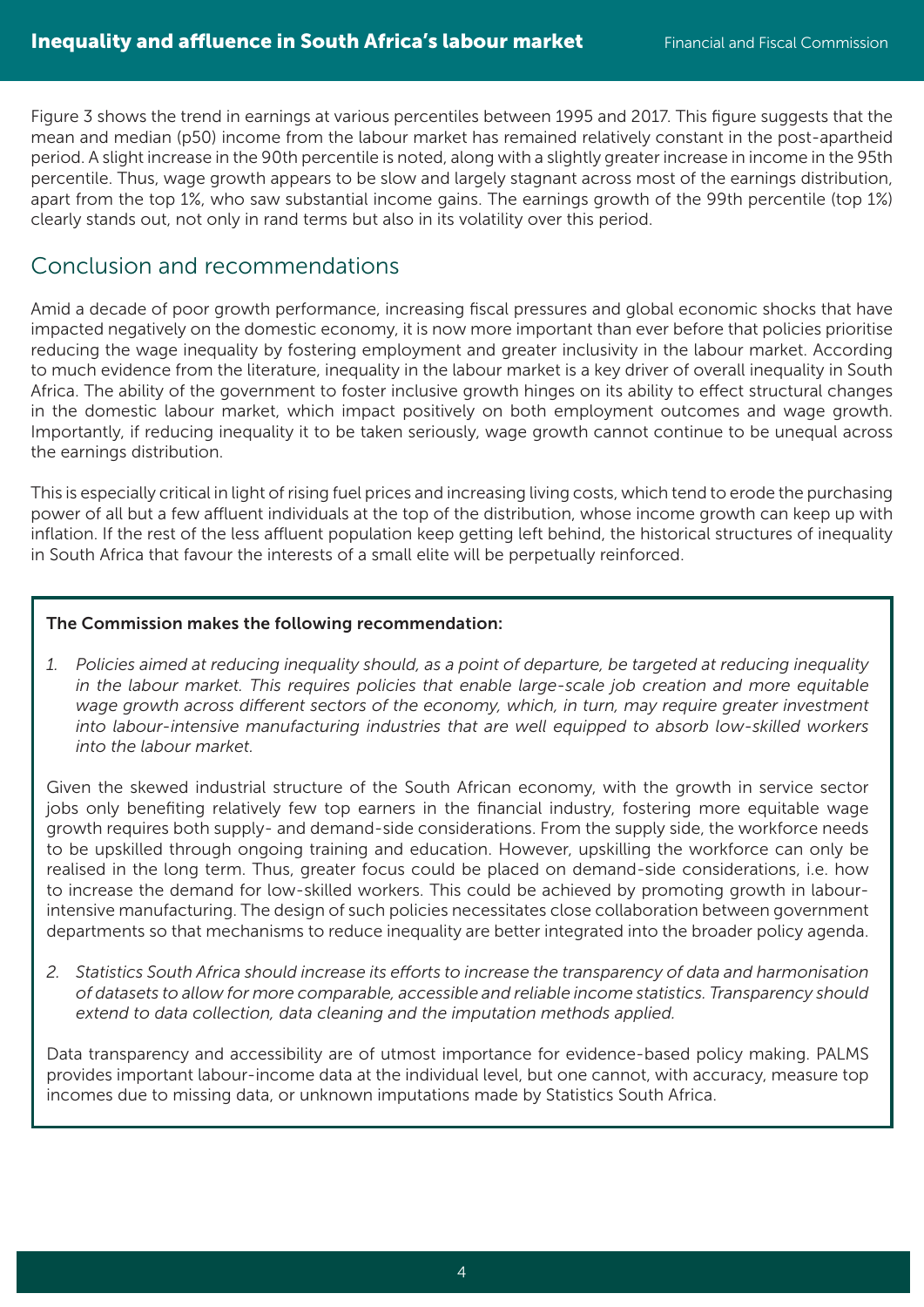Figure 3 shows the trend in earnings at various percentiles between 1995 and 2017. This figure suggests that the mean and median (p50) income from the labour market has remained relatively constant in the post-apartheid period. A slight increase in the 90th percentile is noted, along with a slightly greater increase in income in the 95th percentile. Thus, wage growth appears to be slow and largely stagnant across most of the earnings distribution, apart from the top 1%, who saw substantial income gains. The earnings growth of the 99th percentile (top 1%) clearly stands out, not only in rand terms but also in its volatility over this period.

## Conclusion and recommendations

Amid a decade of poor growth performance, increasing fiscal pressures and global economic shocks that have impacted negatively on the domestic economy, it is now more important than ever before that policies prioritise reducing the wage inequality by fostering employment and greater inclusivity in the labour market. According to much evidence from the literature, inequality in the labour market is a key driver of overall inequality in South Africa. The ability of the government to foster inclusive growth hinges on its ability to effect structural changes in the domestic labour market, which impact positively on both employment outcomes and wage growth. Importantly, if reducing inequality it to be taken seriously, wage growth cannot continue to be unequal across the earnings distribution.

This is especially critical in light of rising fuel prices and increasing living costs, which tend to erode the purchasing power of all but a few affluent individuals at the top of the distribution, whose income growth can keep up with inflation. If the rest of the less affluent population keep getting left behind, the historical structures of inequality in South Africa that favour the interests of a small elite will be perpetually reinforced.

**The Commission makes the following recommendation:**

1. *Policies aimed at reducing inequality should, as a point of departure, be targeted at reducing inequality in the labour market. This requires policies that enable large-scale job creation and more equitable wage growth across different sectors of the economy, which, in turn, may require greater investment into labour-intensive manufacturing industries that are well equipped to absorb low-skilled workers into the labour market.*

Given the skewed industrial structure of the South African economy, with the growth in service sector jobs only benefiting relatively few top earners in the financial industry, fostering more equitable wage growth requires both supply- and demand-side considerations. From the supply side, the workforce needs to be upskilled through ongoing training and education. However, upskilling the workforce can only be realised in the long term. Thus, greater focus could be placed on demand-side considerations, i.e. how to increase the demand for low-skilled workers. This could be achieved by promoting growth in labour-intensive manufacturing. The design of such policies necessitates close collaboration between government departments so that mechanisms to reduce inequality are better integrated into the broader policy agenda.

2. *Statistics South Africa should increase its efforts to increase the transparency of data and harmonisation of datasets to allow for more comparable, accessible and reliable income statistics. Transparency should extend to data collection, data cleaning and the imputation methods applied.*

Data transparency and accessibility are of utmost importance for evidence-based policy making. PALMS provides important labour-income data at the individual level, but one cannot, with accuracy, measure top incomes due to missing data, or unknown imputations made by Statistics South Africa.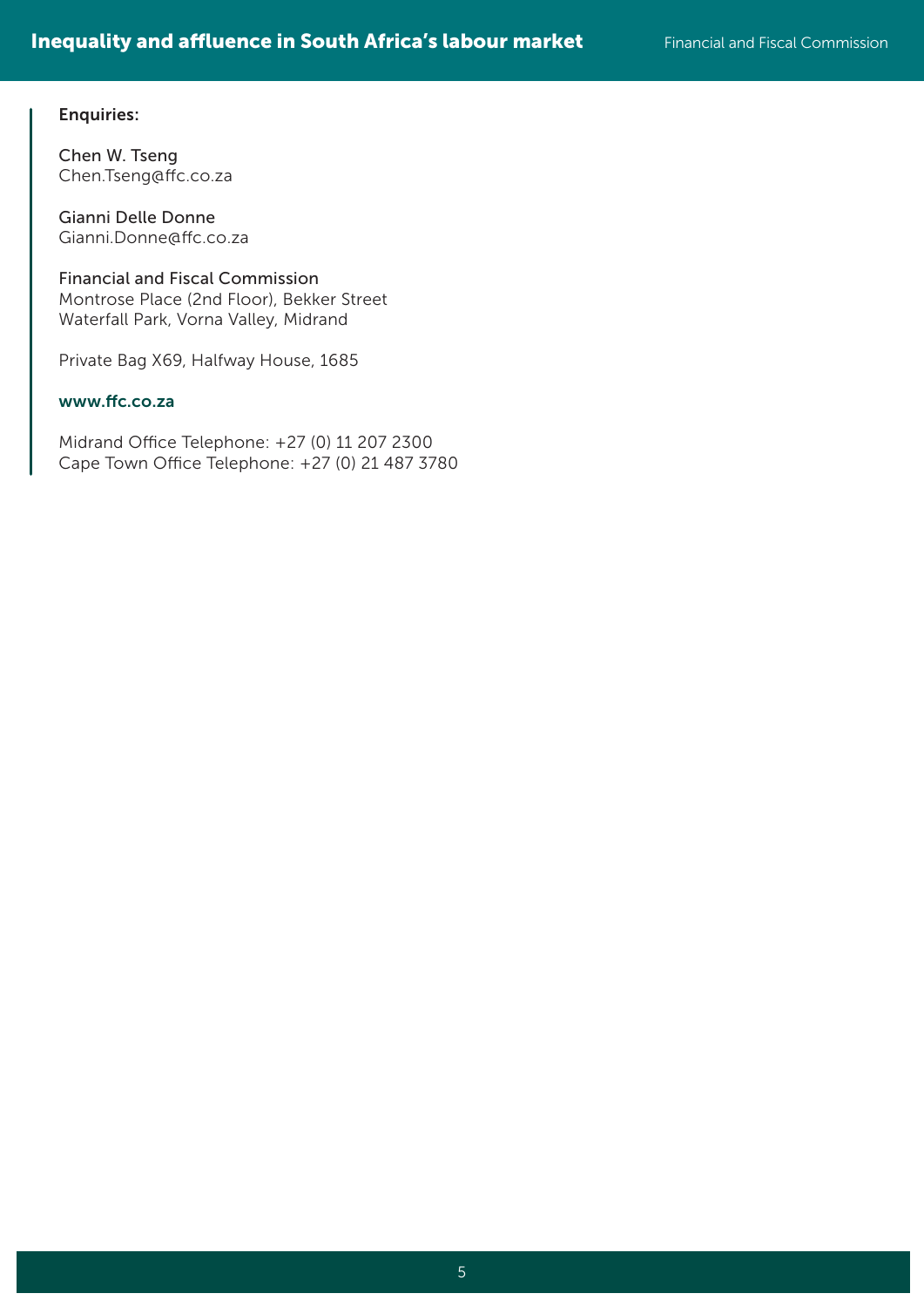**Enquiries:**

Chen W. Tseng
Chen.Tseng@ffc.co.za

Gianni Delle Donne
Gianni.Donne@ffc.co.za

Financial and Fiscal Commission
Montrose Place (2nd Floor), Bekker Street
Waterfall Park, Vorna Valley, Midrand

Private Bag X69, Halfway House, 1685

**www.ffc.co.za**

Midrand Office Telephone: +27 (0) 11 207 2300
Cape Town Office Telephone: +27 (0) 21 487 3780